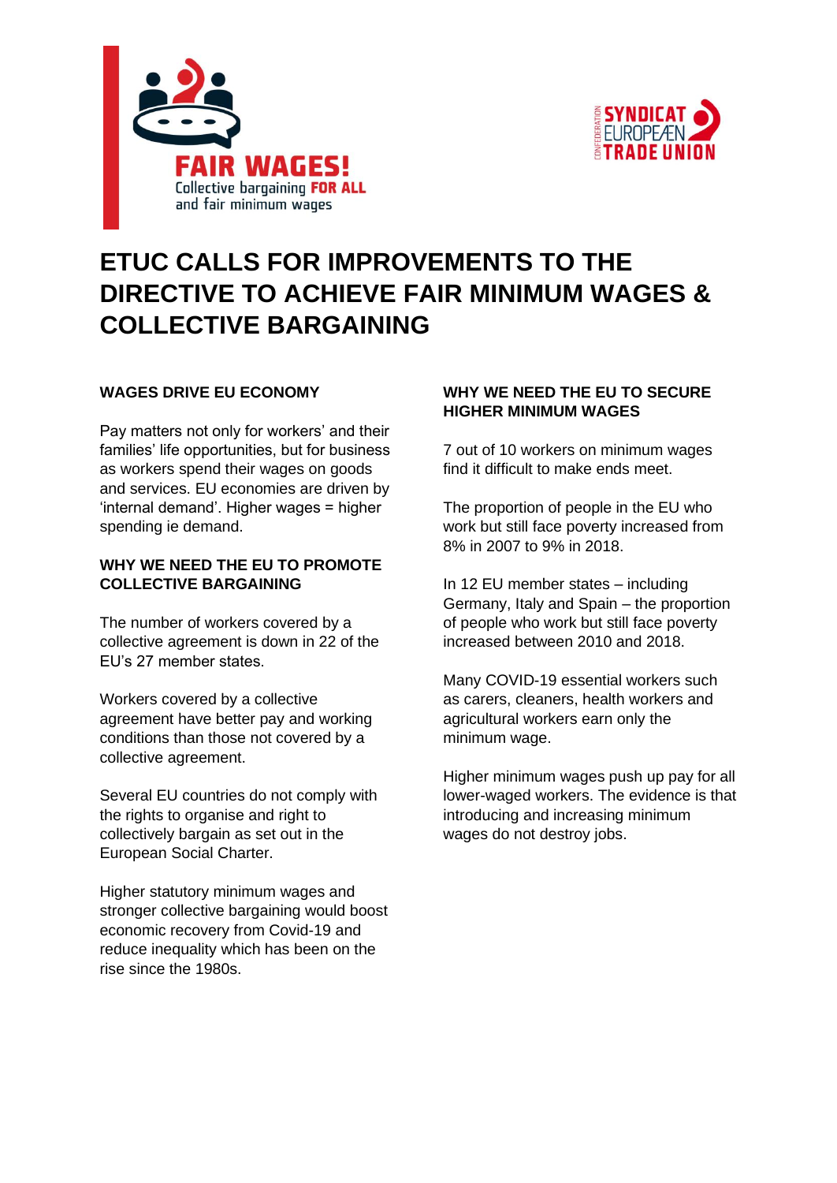FAIR WAGES!
Collective bargaining **FOR ALL** and fair minimum wages

CONFEDERATION SYNDICAT EUROPÉEN TRADE UNION

# ETUC CALLS FOR IMPROVEMENTS TO THE DIRECTIVE TO ACHIEVE FAIR MINIMUM WAGES & COLLECTIVE BARGAINING

### WAGES DRIVE EU ECONOMY

Pay matters not only for workers' and their families' life opportunities, but for business as workers spend their wages on goods and services. EU economies are driven by 'internal demand'. Higher wages = higher spending ie demand.

### WHY WE NEED THE EU TO PROMOTE COLLECTIVE BARGAINING

The number of workers covered by a collective agreement is down in 22 of the EU's 27 member states.

Workers covered by a collective agreement have better pay and working conditions than those not covered by a collective agreement.

Several EU countries do not comply with the rights to organise and right to collectively bargain as set out in the European Social Charter.

Higher statutory minimum wages and stronger collective bargaining would boost economic recovery from Covid-19 and reduce inequality which has been on the rise since the 1980s.

### WHY WE NEED THE EU TO SECURE HIGHER MINIMUM WAGES

7 out of 10 workers on minimum wages find it difficult to make ends meet.

The proportion of people in the EU who work but still face poverty increased from 8% in 2007 to 9% in 2018.

In 12 EU member states – including Germany, Italy and Spain – the proportion of people who work but still face poverty increased between 2010 and 2018.

Many COVID-19 essential workers such as carers, cleaners, health workers and agricultural workers earn only the minimum wage.

Higher minimum wages push up pay for all lower-waged workers. The evidence is that introducing and increasing minimum wages do not destroy jobs.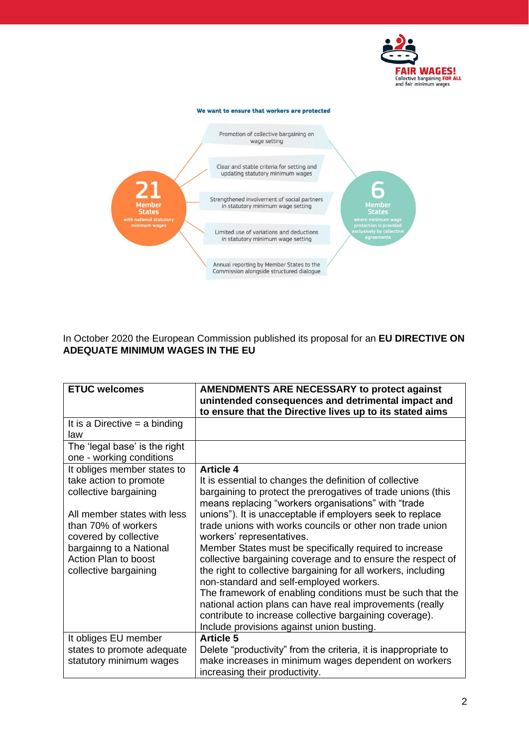We want to ensure that workers are protected

**21** Member States with national statutory minimum wages

- Promotion of collective bargaining on wage setting
- Clear and stable criteria for setting and updating statutory minimum wages
- Strengthened involvement of social partners in statutory minimum wage setting
- Limited use of variations and deductions in statutory minimum wage setting
- Annual reporting by Member States to the Commission alongside structured dialogue

**6** Member States where minimum wage protection is provided exclusively by collective agreements

In October 2020 the European Commission published its proposal for an **EU DIRECTIVE ON ADEQUATE MINIMUM WAGES IN THE EU**

| ETUC welcomes | AMENDMENTS ARE NECESSARY to protect against unintended consequences and detrimental impact and to ensure that the Directive lives up to its stated aims |
|---|---|
| It is a Directive = a binding law | |
| The 'legal base' is the right one - working conditions | |
| It obliges member states to take action to promote collective bargaining<br><br>All member states with less than 70% of workers covered by collective bargainng to a National Action Plan to boost collective bargaining | **Article 4**<br>It is essential to changes the definition of collective bargaining to protect the prerogatives of trade unions (this means replacing "workers organisations" with "trade unions"). It is unacceptable if employers seek to replace trade unions with works councils or other non trade union workers' representatives.<br>Member States must be specifically required to increase collective bargaining coverage and to ensure the respect of the right to collective bargaining for all workers, including non-standard and self-employed workers.<br>The framework of enabling conditions must be such that the national action plans can have real improvements (really contribute to increase collective bargaining coverage).<br>Include provisions against union busting. |
| It obliges EU member states to promote adequate statutory minimum wages | **Article 5**<br>Delete "productivity" from the criteria, it is inappropriate to make increases in minimum wages dependent on workers increasing their productivity. |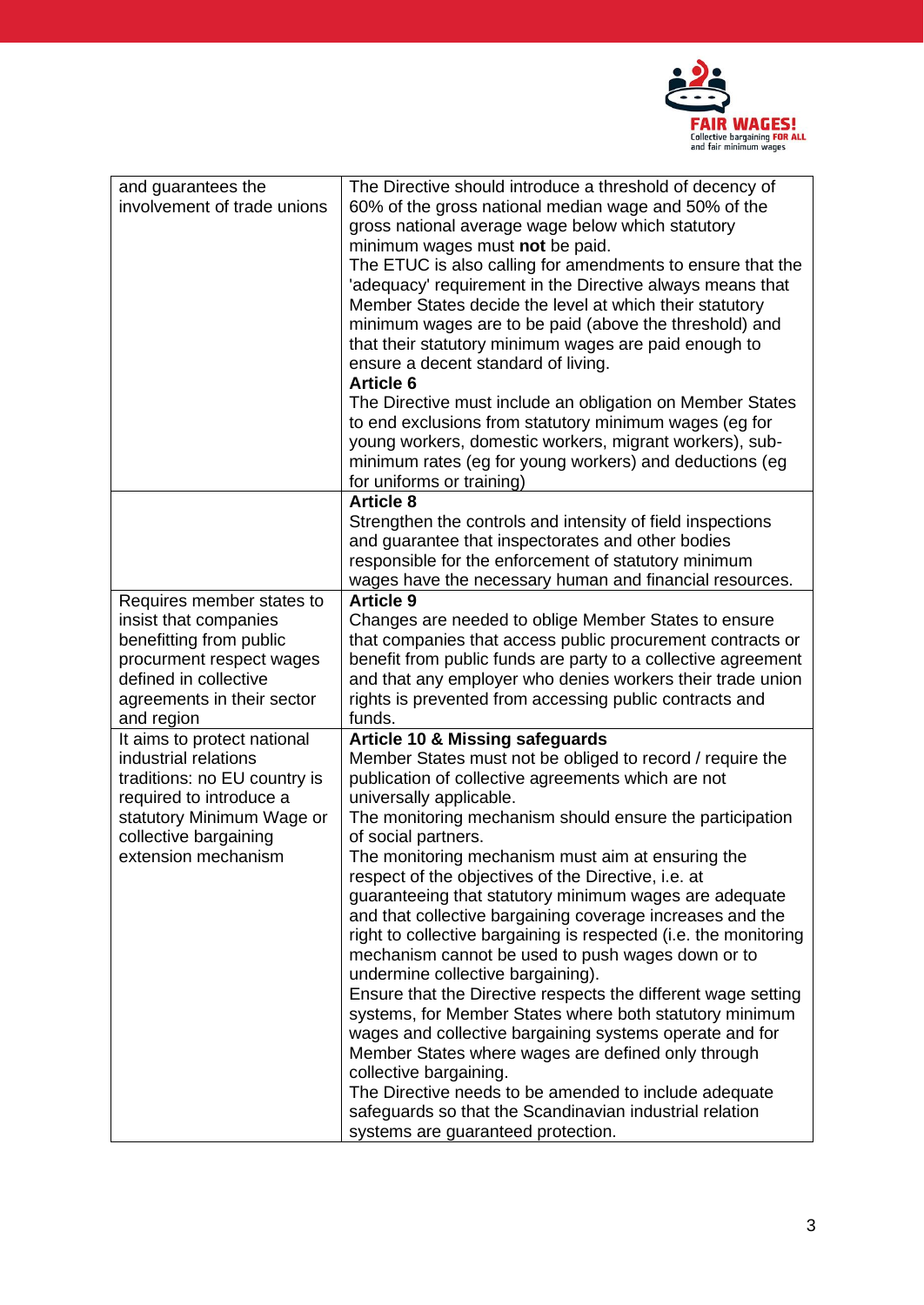| | |
|---|---|
| and guarantees the involvement of trade unions | The Directive should introduce a threshold of decency of 60% of the gross national median wage and 50% of the gross national average wage below which statutory minimum wages must **not** be paid.<br>The ETUC is also calling for amendments to ensure that the 'adequacy' requirement in the Directive always means that Member States decide the level at which their statutory minimum wages are to be paid (above the threshold) and that their statutory minimum wages are paid enough to ensure a decent standard of living.<br>**Article 6**<br>The Directive must include an obligation on Member States to end exclusions from statutory minimum wages (eg for young workers, domestic workers, migrant workers), sub-minimum rates (eg for young workers) and deductions (eg for uniforms or training) |
| | **Article 8**<br>Strengthen the controls and intensity of field inspections and guarantee that inspectorates and other bodies responsible for the enforcement of statutory minimum wages have the necessary human and financial resources. |
| Requires member states to insist that companies benefitting from public procurment respect wages defined in collective agreements in their sector and region | **Article 9**<br>Changes are needed to oblige Member States to ensure that companies that access public procurement contracts or benefit from public funds are party to a collective agreement and that any employer who denies workers their trade union rights is prevented from accessing public contracts and funds. |
| It aims to protect national industrial relations traditions: no EU country is required to introduce a statutory Minimum Wage or collective bargaining extension mechanism | **Article 10 & Missing safeguards**<br>Member States must not be obliged to record / require the publication of collective agreements which are not universally applicable.<br>The monitoring mechanism should ensure the participation of social partners.<br>The monitoring mechanism must aim at ensuring the respect of the objectives of the Directive, i.e. at guaranteeing that statutory minimum wages are adequate and that collective bargaining coverage increases and the right to collective bargaining is respected (i.e. the monitoring mechanism cannot be used to push wages down or to undermine collective bargaining).<br>Ensure that the Directive respects the different wage setting systems, for Member States where both statutory minimum wages and collective bargaining systems operate and for Member States where wages are defined only through collective bargaining.<br>The Directive needs to be amended to include adequate safeguards so that the Scandinavian industrial relation systems are guaranteed protection. |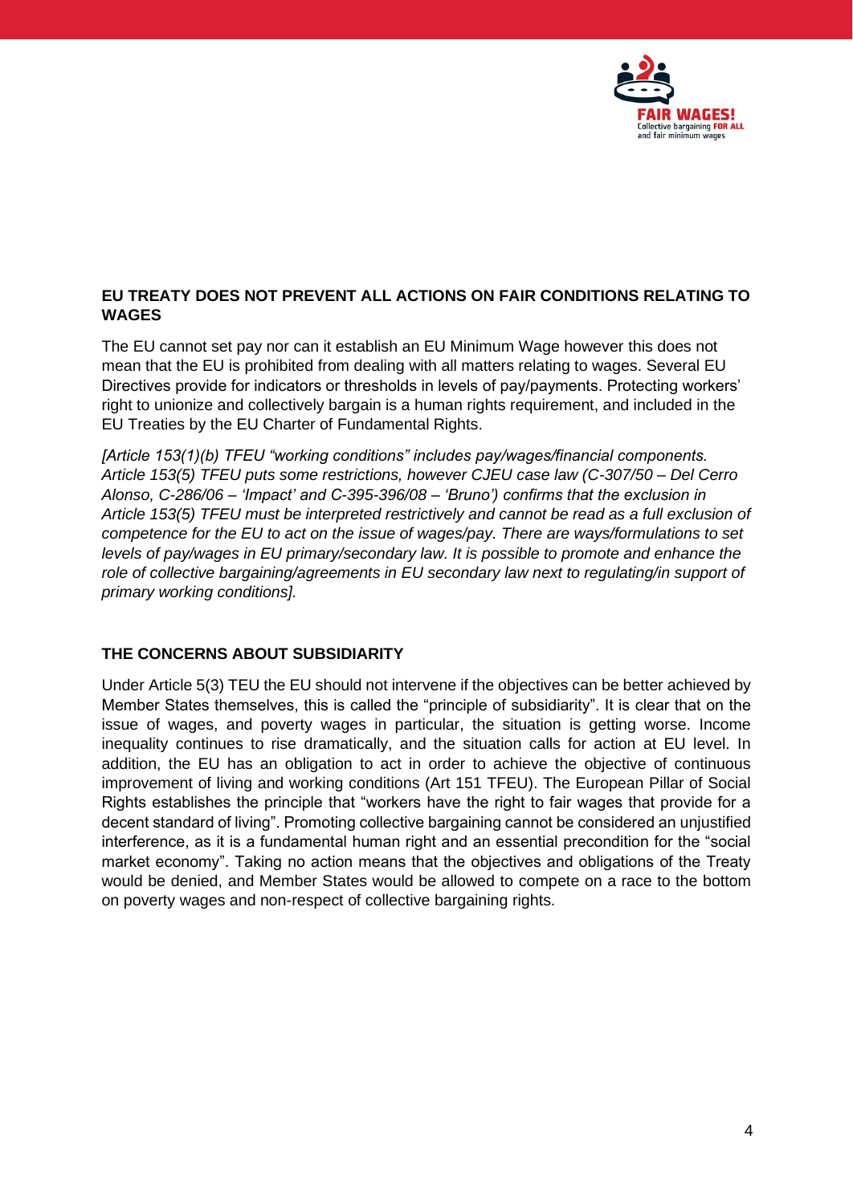## EU TREATY DOES NOT PREVENT ALL ACTIONS ON FAIR CONDITIONS RELATING TO WAGES

The EU cannot set pay nor can it establish an EU Minimum Wage however this does not mean that the EU is prohibited from dealing with all matters relating to wages. Several EU Directives provide for indicators or thresholds in levels of pay/payments. Protecting workers' right to unionize and collectively bargain is a human rights requirement, and included in the EU Treaties by the EU Charter of Fundamental Rights.

*[Article 153(1)(b) TFEU "working conditions" includes pay/wages/financial components. Article 153(5) TFEU puts some restrictions, however CJEU case law (C-307/50 – Del Cerro Alonso, C-286/06 – 'Impact' and C-395-396/08 – 'Bruno') confirms that the exclusion in Article 153(5) TFEU must be interpreted restrictively and cannot be read as a full exclusion of competence for the EU to act on the issue of wages/pay. There are ways/formulations to set levels of pay/wages in EU primary/secondary law. It is possible to promote and enhance the role of collective bargaining/agreements in EU secondary law next to regulating/in support of primary working conditions].*

## THE CONCERNS ABOUT SUBSIDIARITY

Under Article 5(3) TEU the EU should not intervene if the objectives can be better achieved by Member States themselves, this is called the "principle of subsidiarity". It is clear that on the issue of wages, and poverty wages in particular, the situation is getting worse. Income inequality continues to rise dramatically, and the situation calls for action at EU level. In addition, the EU has an obligation to act in order to achieve the objective of continuous improvement of living and working conditions (Art 151 TFEU). The European Pillar of Social Rights establishes the principle that "workers have the right to fair wages that provide for a decent standard of living". Promoting collective bargaining cannot be considered an unjustified interference, as it is a fundamental human right and an essential precondition for the "social market economy". Taking no action means that the objectives and obligations of the Treaty would be denied, and Member States would be allowed to compete on a race to the bottom on poverty wages and non-respect of collective bargaining rights.